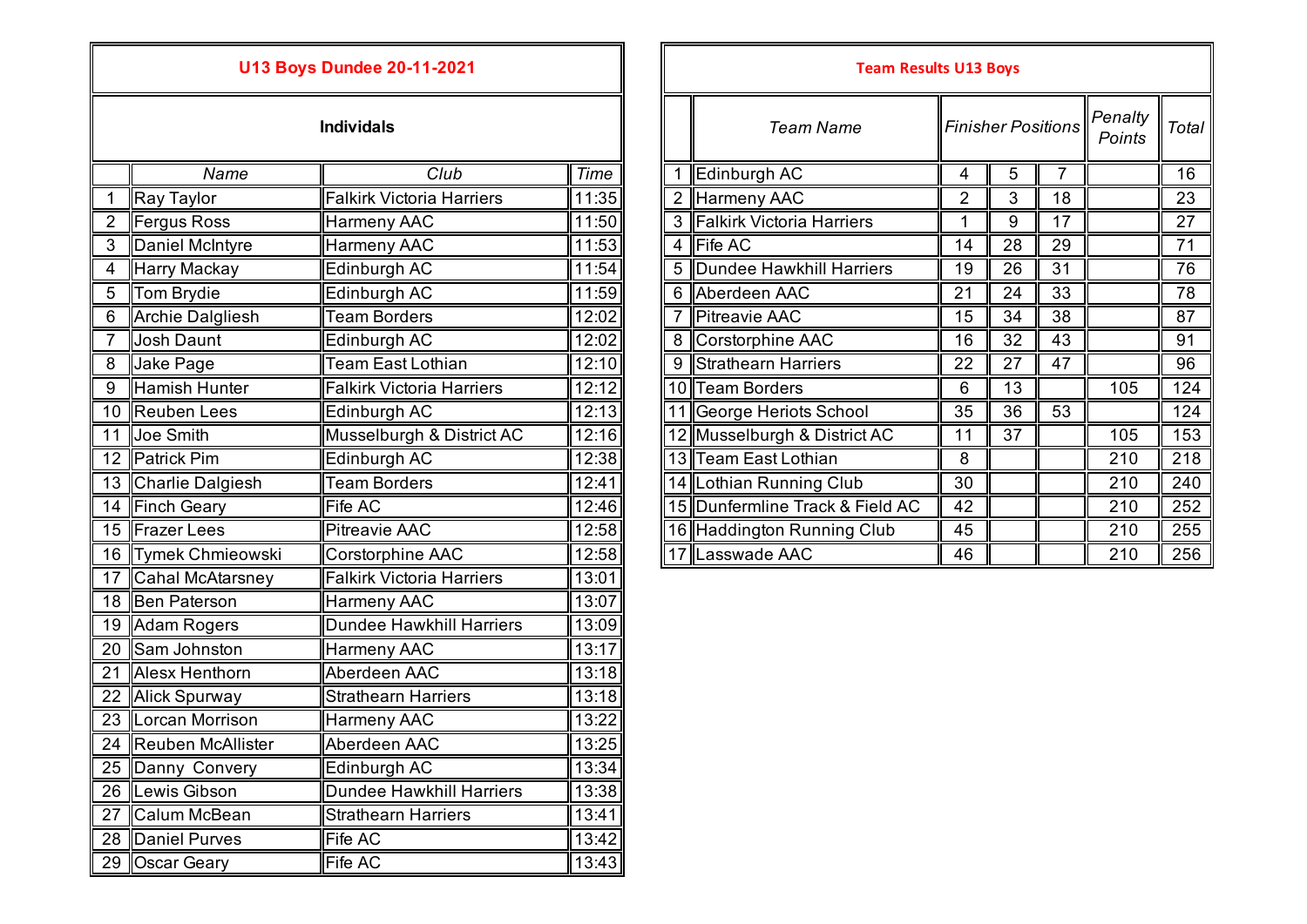## U13 Boys Dundee 20-11-2021

### Individuals

| | Name | Club | Time |
|---|---|---|---|
| 1 | Ray Taylor | Falkirk Victoria Harriers | 11:35 |
| 2 | Fergus Ross | Harmeny AAC | 11:50 |
| 3 | Daniel McIntyre | Harmeny AAC | 11:53 |
| 4 | Harry Mackay | Edinburgh AC | 11:54 |
| 5 | Tom Brydie | Edinburgh AC | 11:59 |
| 6 | Archie Dalgliesh | Team Borders | 12:02 |
| 7 | Josh Daunt | Edinburgh AC | 12:02 |
| 8 | Jake Page | Team East Lothian | 12:10 |
| 9 | Hamish Hunter | Falkirk Victoria Harriers | 12:12 |
| 10 | Reuben Lees | Edinburgh AC | 12:13 |
| 11 | Joe Smith | Musselburgh & District AC | 12:16 |
| 12 | Patrick Pim | Edinburgh AC | 12:38 |
| 13 | Charlie Dalgiesh | Team Borders | 12:41 |
| 14 | Finch Geary | Fife AC | 12:46 |
| 15 | Frazer Lees | Pitreavie AAC | 12:58 |
| 16 | Tymek Chmieowski | Corstorphine AAC | 12:58 |
| 17 | Cahal McAtarsney | Falkirk Victoria Harriers | 13:01 |
| 18 | Ben Paterson | Harmeny AAC | 13:07 |
| 19 | Adam Rogers | Dundee Hawkhill Harriers | 13:09 |
| 20 | Sam Johnston | Harmeny AAC | 13:17 |
| 21 | Alesx Henthorn | Aberdeen AAC | 13:18 |
| 22 | Alick Spurway | Strathearn Harriers | 13:18 |
| 23 | Lorcan Morrison | Harmeny AAC | 13:22 |
| 24 | Reuben McAllister | Aberdeen AAC | 13:25 |
| 25 | Danny Convery | Edinburgh AC | 13:34 |
| 26 | Lewis Gibson | Dundee Hawkhill Harriers | 13:38 |
| 27 | Calum McBean | Strathearn Harriers | 13:41 |
| 28 | Daniel Purves | Fife AC | 13:42 |
| 29 | Oscar Geary | Fife AC | 13:43 |

## Team Results U13 Boys

| | Team Name | Finisher Positions | | | Penalty Points | Total |
|---|---|---|---|---|---|---|
| 1 | Edinburgh AC | 4 | 5 | 7 | | 16 |
| 2 | Harmeny AAC | 2 | 3 | 18 | | 23 |
| 3 | Falkirk Victoria Harriers | 1 | 9 | 17 | | 27 |
| 4 | Fife AC | 14 | 28 | 29 | | 71 |
| 5 | Dundee Hawkhill Harriers | 19 | 26 | 31 | | 76 |
| 6 | Aberdeen AAC | 21 | 24 | 33 | | 78 |
| 7 | Pitreavie AAC | 15 | 34 | 38 | | 87 |
| 8 | Corstorphine AAC | 16 | 32 | 43 | | 91 |
| 9 | Strathearn Harriers | 22 | 27 | 47 | | 96 |
| 10 | Team Borders | 6 | 13 | | 105 | 124 |
| 11 | George Heriots School | 35 | 36 | 53 | | 124 |
| 12 | Musselburgh & District AC | 11 | 37 | | 105 | 153 |
| 13 | Team East Lothian | 8 | | | 210 | 218 |
| 14 | Lothian Running Club | 30 | | | 210 | 240 |
| 15 | Dunfermline Track & Field AC | 42 | | | 210 | 252 |
| 16 | Haddington Running Club | 45 | | | 210 | 255 |
| 17 | Lasswade AAC | 46 | | | 210 | 256 |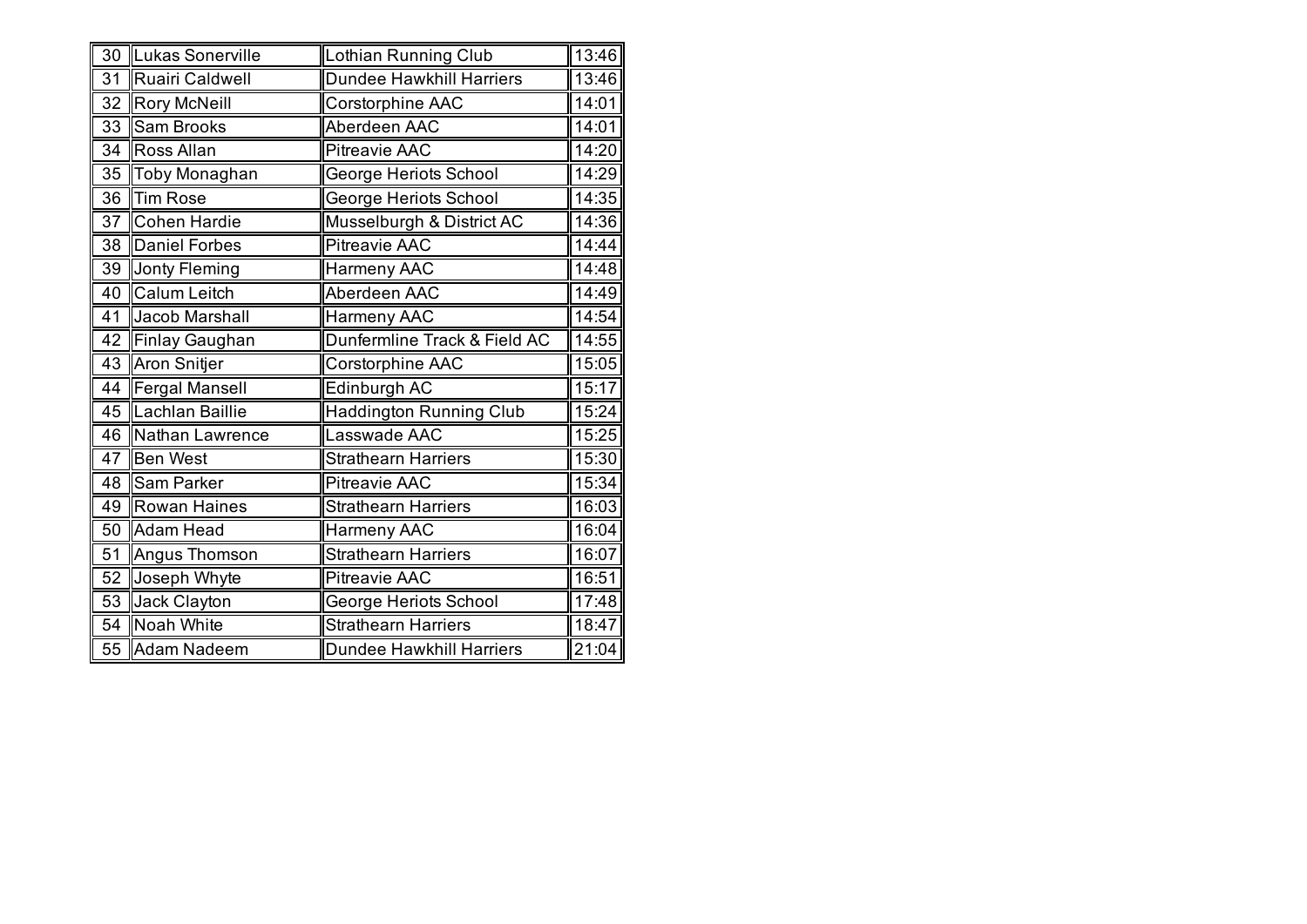| | | | |
|---|---|---|---|
| 30 | Lukas Sonerville | Lothian Running Club | 13:46 |
| 31 | Ruairi Caldwell | Dundee Hawkhill Harriers | 13:46 |
| 32 | Rory McNeill | Corstorphine AAC | 14:01 |
| 33 | Sam Brooks | Aberdeen AAC | 14:01 |
| 34 | Ross Allan | Pitreavie AAC | 14:20 |
| 35 | Toby Monaghan | George Heriots School | 14:29 |
| 36 | Tim Rose | George Heriots School | 14:35 |
| 37 | Cohen Hardie | Musselburgh & District AC | 14:36 |
| 38 | Daniel Forbes | Pitreavie AAC | 14:44 |
| 39 | Jonty Fleming | Harmeny AAC | 14:48 |
| 40 | Calum Leitch | Aberdeen AAC | 14:49 |
| 41 | Jacob Marshall | Harmeny AAC | 14:54 |
| 42 | Finlay Gaughan | Dunfermline Track & Field AC | 14:55 |
| 43 | Aron Snitjer | Corstorphine AAC | 15:05 |
| 44 | Fergal Mansell | Edinburgh AC | 15:17 |
| 45 | Lachlan Baillie | Haddington Running Club | 15:24 |
| 46 | Nathan Lawrence | Lasswade AAC | 15:25 |
| 47 | Ben West | Strathearn Harriers | 15:30 |
| 48 | Sam Parker | Pitreavie AAC | 15:34 |
| 49 | Rowan Haines | Strathearn Harriers | 16:03 |
| 50 | Adam Head | Harmeny AAC | 16:04 |
| 51 | Angus Thomson | Strathearn Harriers | 16:07 |
| 52 | Joseph Whyte | Pitreavie AAC | 16:51 |
| 53 | Jack Clayton | George Heriots School | 17:48 |
| 54 | Noah White | Strathearn Harriers | 18:47 |
| 55 | Adam Nadeem | Dundee Hawkhill Harriers | 21:04 |